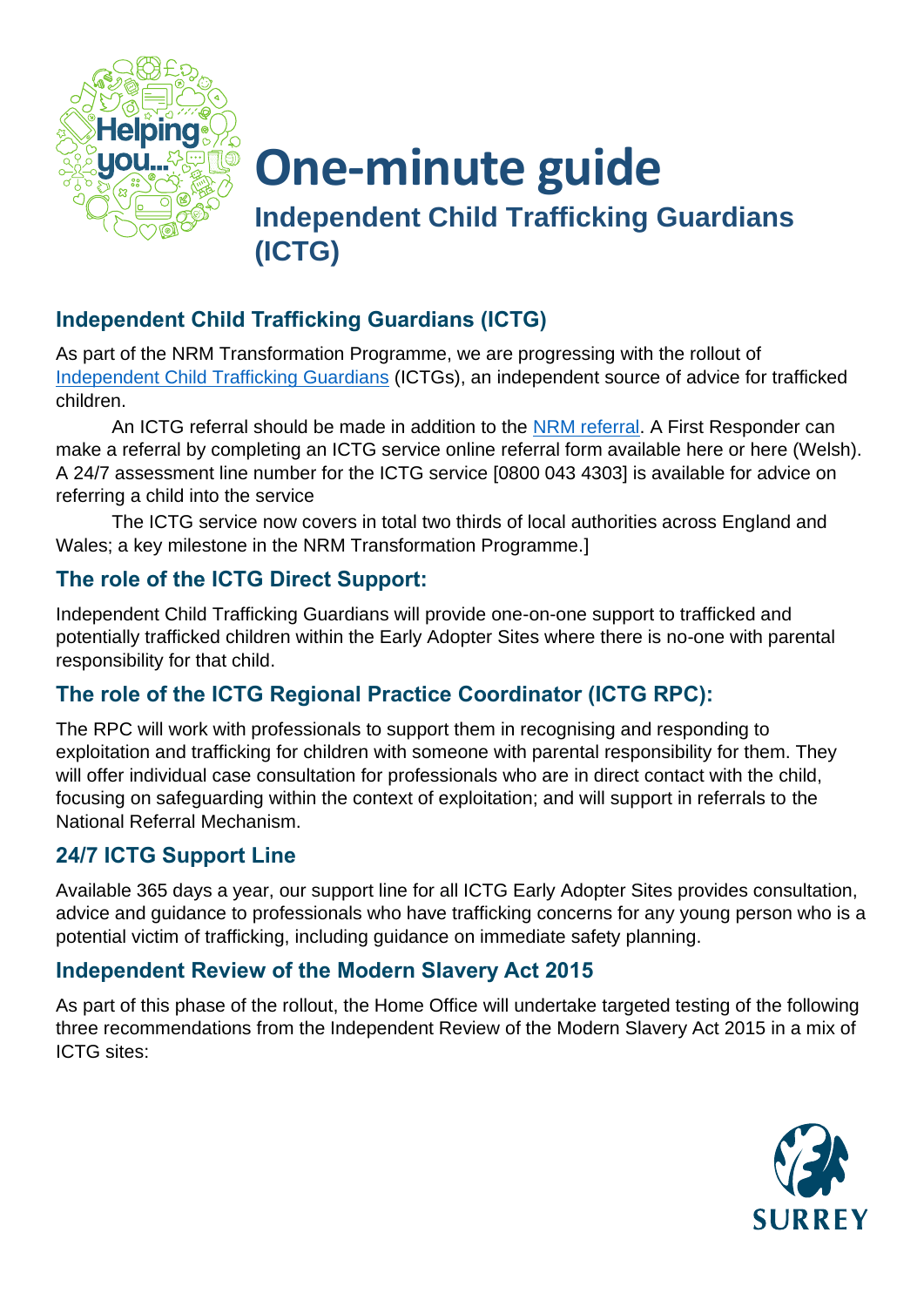# One-minute guide

## Independent Child Trafficking Guardians (ICTG)

### Independent Child Trafficking Guardians (ICTG)

As part of the NRM Transformation Programme, we are progressing with the rollout of Independent Child Trafficking Guardians (ICTGs), an independent source of advice for trafficked children.

An ICTG referral should be made in addition to the NRM referral. A First Responder can make a referral by completing an ICTG service online referral form available here or here (Welsh). A 24/7 assessment line number for the ICTG service [0800 043 4303] is available for advice on referring a child into the service

The ICTG service now covers in total two thirds of local authorities across England and Wales; a key milestone in the NRM Transformation Programme.]

### The role of the ICTG Direct Support:

Independent Child Trafficking Guardians will provide one-on-one support to trafficked and potentially trafficked children within the Early Adopter Sites where there is no-one with parental responsibility for that child.

### The role of the ICTG Regional Practice Coordinator (ICTG RPC):

The RPC will work with professionals to support them in recognising and responding to exploitation and trafficking for children with someone with parental responsibility for them. They will offer individual case consultation for professionals who are in direct contact with the child, focusing on safeguarding within the context of exploitation; and will support in referrals to the National Referral Mechanism.

### 24/7 ICTG Support Line

Available 365 days a year, our support line for all ICTG Early Adopter Sites provides consultation, advice and guidance to professionals who have trafficking concerns for any young person who is a potential victim of trafficking, including guidance on immediate safety planning.

### Independent Review of the Modern Slavery Act 2015

As part of this phase of the rollout, the Home Office will undertake targeted testing of the following three recommendations from the Independent Review of the Modern Slavery Act 2015 in a mix of ICTG sites: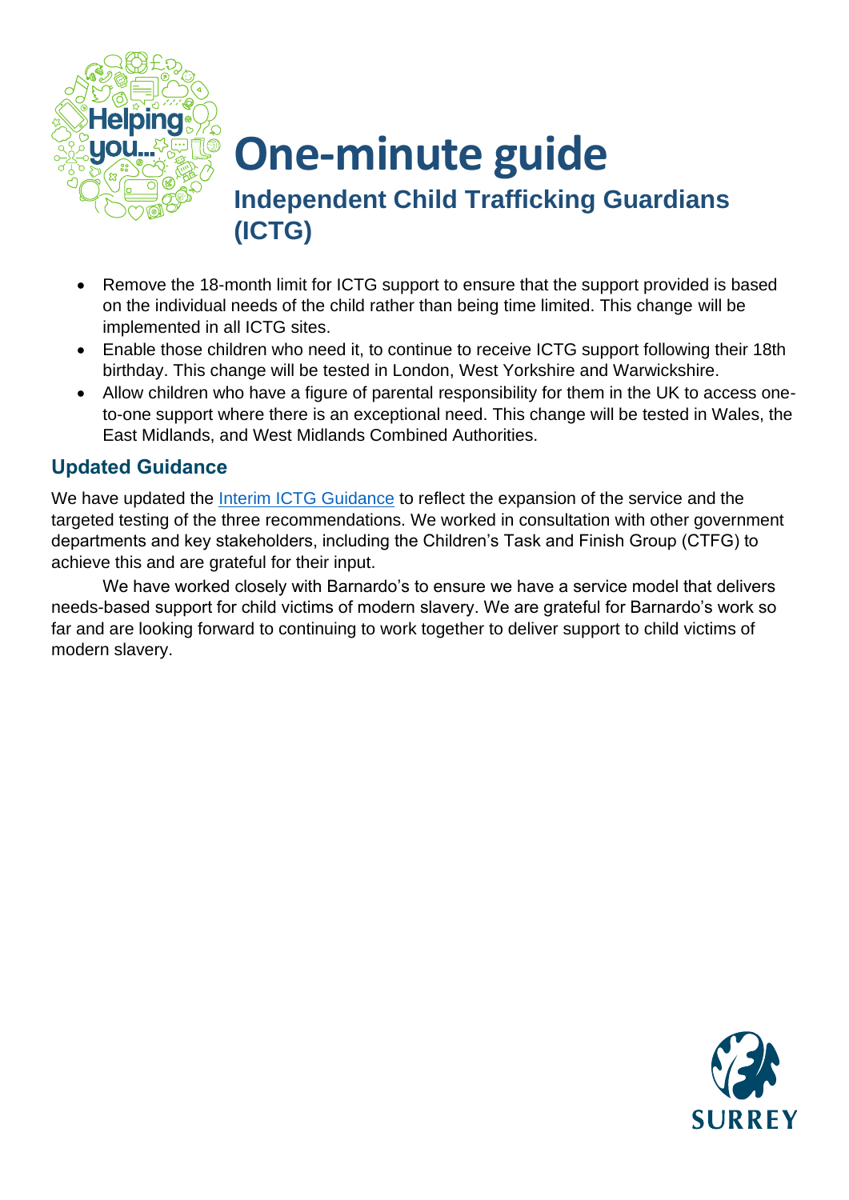# One-minute guide

## Independent Child Trafficking Guardians (ICTG)

- Remove the 18-month limit for ICTG support to ensure that the support provided is based on the individual needs of the child rather than being time limited. This change will be implemented in all ICTG sites.
- Enable those children who need it, to continue to receive ICTG support following their 18th birthday. This change will be tested in London, West Yorkshire and Warwickshire.
- Allow children who have a figure of parental responsibility for them in the UK to access one-to-one support where there is an exceptional need. This change will be tested in Wales, the East Midlands, and West Midlands Combined Authorities.

### Updated Guidance

We have updated the Interim ICTG Guidance to reflect the expansion of the service and the targeted testing of the three recommendations. We worked in consultation with other government departments and key stakeholders, including the Children's Task and Finish Group (CTFG) to achieve this and are grateful for their input.

We have worked closely with Barnardo's to ensure we have a service model that delivers needs-based support for child victims of modern slavery. We are grateful for Barnardo's work so far and are looking forward to continuing to work together to deliver support to child victims of modern slavery.